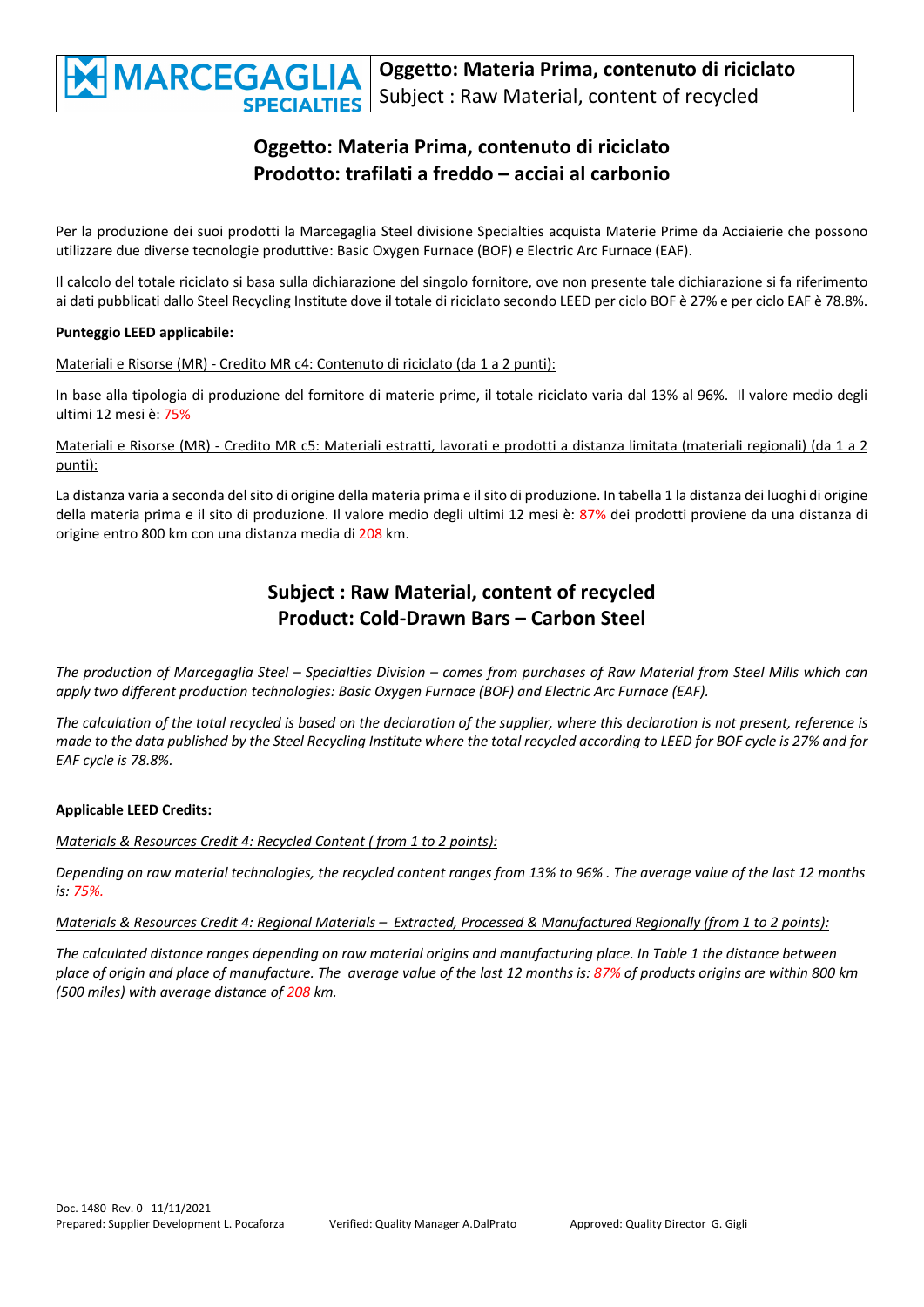# Oggetto: Materia Prima, contenuto di riciclato
# Prodotto: trafilati a freddo – acciai al carbonio

Per la produzione dei suoi prodotti la Marcegaglia Steel divisione Specialties acquista Materie Prime da Acciaierie che possono utilizzare due diverse tecnologie produttive: Basic Oxygen Furnace (BOF) e Electric Arc Furnace (EAF).

Il calcolo del totale riciclato si basa sulla dichiarazione del singolo fornitore, ove non presente tale dichiarazione si fa riferimento ai dati pubblicati dallo Steel Recycling Institute dove il totale di riciclato secondo LEED per ciclo BOF è 27% e per ciclo EAF è 78.8%.

**Punteggio LEED applicabile:**

Materiali e Risorse (MR) - Credito MR c4: Contenuto di riciclato (da 1 a 2 punti):

In base alla tipologia di produzione del fornitore di materie prime, il totale riciclato varia dal 13% al 96%. Il valore medio degli ultimi 12 mesi è: 75%

Materiali e Risorse (MR) - Credito MR c5: Materiali estratti, lavorati e prodotti a distanza limitata (materiali regionali) (da 1 a 2 punti):

La distanza varia a seconda del sito di origine della materia prima e il sito di produzione. In tabella 1 la distanza dei luoghi di origine della materia prima e il sito di produzione. Il valore medio degli ultimi 12 mesi è: 87% dei prodotti proviene da una distanza di origine entro 800 km con una distanza media di 208 km.

# Subject : Raw Material, content of recycled
# Product: Cold-Drawn Bars – Carbon Steel

*The production of Marcegaglia Steel – Specialties Division – comes from purchases of Raw Material from Steel Mills which can apply two different production technologies: Basic Oxygen Furnace (BOF) and Electric Arc Furnace (EAF).*

*The calculation of the total recycled is based on the declaration of the supplier, where this declaration is not present, reference is made to the data published by the Steel Recycling Institute where the total recycled according to LEED for BOF cycle is 27% and for EAF cycle is 78.8%.*

**Applicable LEED Credits:**

*Materials & Resources Credit 4: Recycled Content ( from 1 to 2 points):*

*Depending on raw material technologies, the recycled content ranges from 13% to 96% . The average value of the last 12 months is: 75%.*

*Materials & Resources Credit 4: Regional Materials – Extracted, Processed & Manufactured Regionally (from 1 to 2 points):*

*The calculated distance ranges depending on raw material origins and manufacturing place. In Table 1 the distance between place of origin and place of manufacture. The average value of the last 12 months is: 87% of products origins are within 800 km (500 miles) with average distance of 208 km.*

Doc. 1480 Rev. 0 11/11/2021
Prepared: Supplier Development L. Pocaforza Verified: Quality Manager A.DalPrato Approved: Quality Director G. Gigli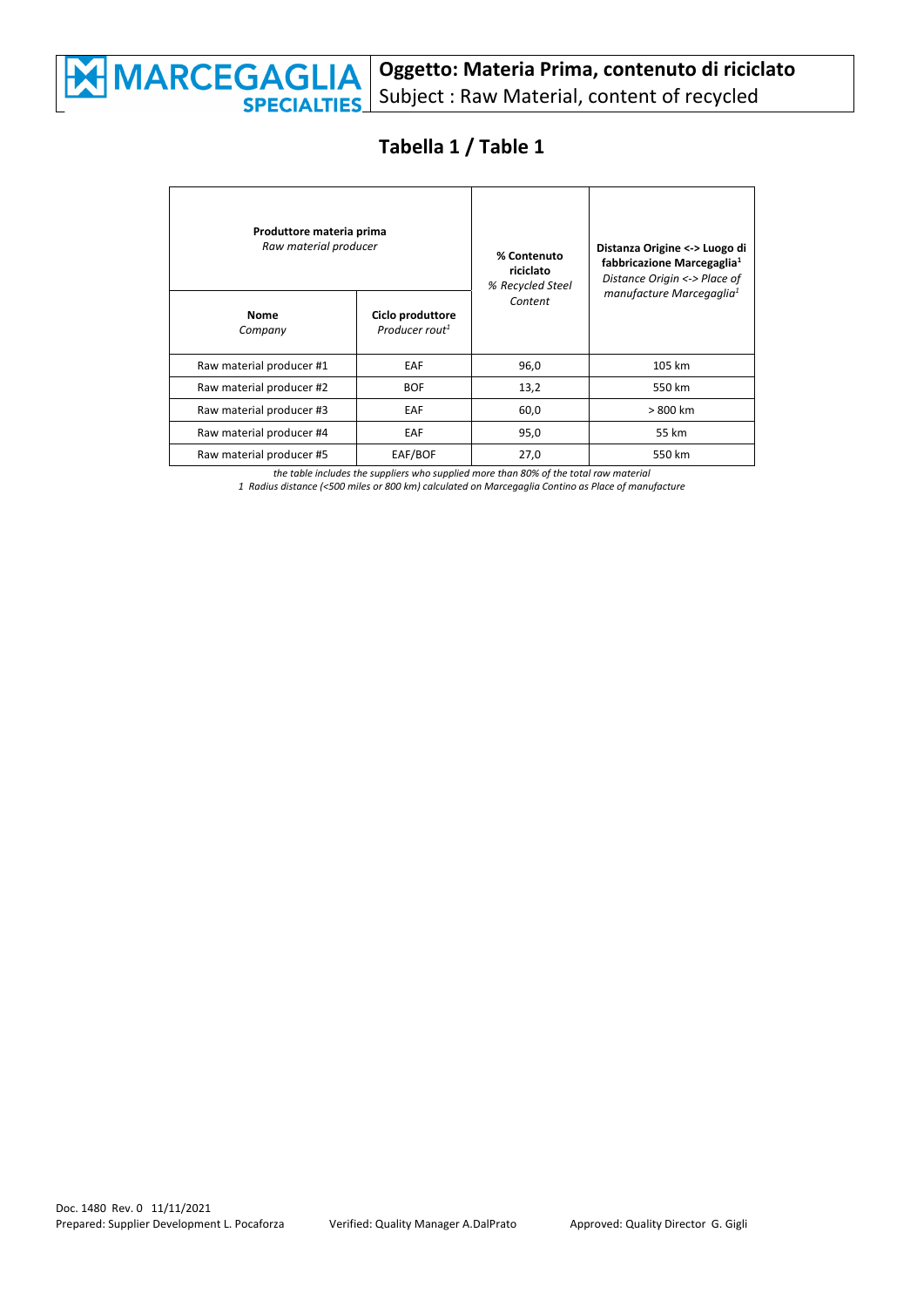**Oggetto: Materia Prima, contenuto di riciclato**
Subject : Raw Material, content of recycled

# Tabella 1 / Table 1

| **Produttore materia prima** *Raw material producer* | | **% Contenuto riciclato** *% Recycled Steel Content* | **Distanza Origine <-> Luogo di fabbricazione Marcegaglia[1]** *Distance Origin <-> Place of manufacture Marcegaglia[1]* |
|---|---|---|---|
| **Nome** *Company* | **Ciclo produttore** *Producer rout[1]* | | |
| Raw material producer #1 | EAF | 96,0 | 105 km |
| Raw material producer #2 | BOF | 13,2 | 550 km |
| Raw material producer #3 | EAF | 60,0 | > 800 km |
| Raw material producer #4 | EAF | 95,0 | 55 km |
| Raw material producer #5 | EAF/BOF | 27,0 | 550 km |

*the table includes the suppliers who supplied more than 80% of the total raw material*

*1 Radius distance (<500 miles or 800 km) calculated on Marcegaglia Contino as Place of manufacture*

Doc. 1480 Rev. 0 11/11/2021
Prepared: Supplier Development L. Pocaforza Verified: Quality Manager A.DalPrato Approved: Quality Director G. Gigli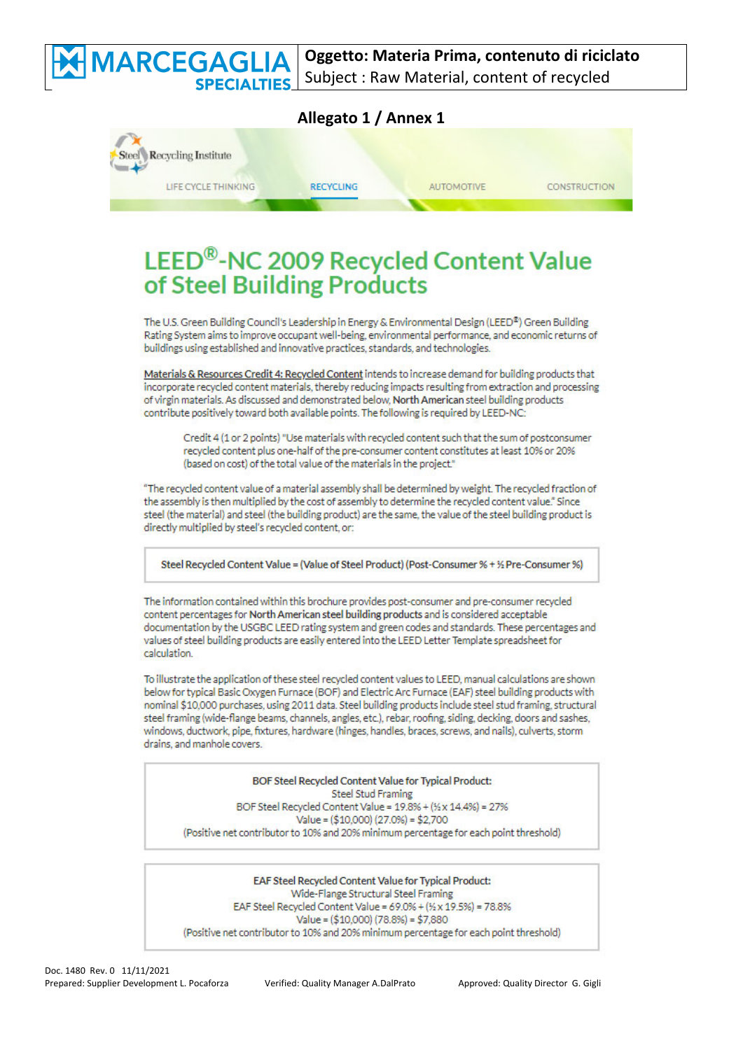Oggetto: Materia Prima, contenuto di riciclato
Subject : Raw Material, content of recycled

## Allegato 1 / Annex 1

Steel Recycling Institute

LIFE CYCLE THINKING RECYCLING AUTOMOTIVE CONSTRUCTION

# LEED®-NC 2009 Recycled Content Value of Steel Building Products

The U.S. Green Building Council's Leadership in Energy & Environmental Design (LEED®) Green Building Rating System aims to improve occupant well-being, environmental performance, and economic returns of buildings using established and innovative practices, standards, and technologies.

Materials & Resources Credit 4: Recycled Content intends to increase demand for building products that incorporate recycled content materials, thereby reducing impacts resulting from extraction and processing of virgin materials. As discussed and demonstrated below, **North American** steel building products contribute positively toward both available points. The following is required by LEED-NC:

> Credit 4 (1 or 2 points) "Use materials with recycled content such that the sum of postconsumer recycled content plus one-half of the pre-consumer content constitutes at least 10% or 20% (based on cost) of the total value of the materials in the project."

"The recycled content value of a material assembly shall be determined by weight. The recycled fraction of the assembly is then multiplied by the cost of assembly to determine the recycled content value." Since steel (the material) and steel (the building product) are the same, the value of the steel building product is directly multiplied by steel's recycled content, or:

> Steel Recycled Content Value = (Value of Steel Product) (Post-Consumer % + ½ Pre-Consumer %)

The information contained within this brochure provides post-consumer and pre-consumer recycled content percentages for **North American steel building products** and is considered acceptable documentation by the USGBC LEED rating system and green codes and standards. These percentages and values of steel building products are easily entered into the LEED Letter Template spreadsheet for calculation.

To illustrate the application of these steel recycled content values to LEED, manual calculations are shown below for typical Basic Oxygen Furnace (BOF) and Electric Arc Furnace (EAF) steel building products with nominal $10,000 purchases, using 2011 data. Steel building products include steel stud framing, structural steel framing (wide-flange beams, channels, angles, etc.), rebar, roofing, siding, decking, doors and sashes, windows, ductwork, pipe, fixtures, hardware (hinges, handles, braces, screws, and nails), culverts, storm drains, and manhole covers.

> **BOF Steel Recycled Content Value for Typical Product:**
> Steel Stud Framing
> BOF Steel Recycled Content Value = 19.8% + (½ x 14.4%) = 27%
> Value = ($10,000) (27.0%) = $2,700
> (Positive net contributor to 10% and 20% minimum percentage for each point threshold)

> **EAF Steel Recycled Content Value for Typical Product:**
> Wide-Flange Structural Steel Framing
> EAF Steel Recycled Content Value = 69.0% + (½ x 19.5%) = 78.8%
> Value = ($10,000) (78.8%) = $7,880
> (Positive net contributor to 10% and 20% minimum percentage for each point threshold)

Doc. 1480 Rev. 0 11/11/2021
Prepared: Supplier Development L. Pocaforza Verified: Quality Manager A.DalPrato Approved: Quality Director G. Gigli